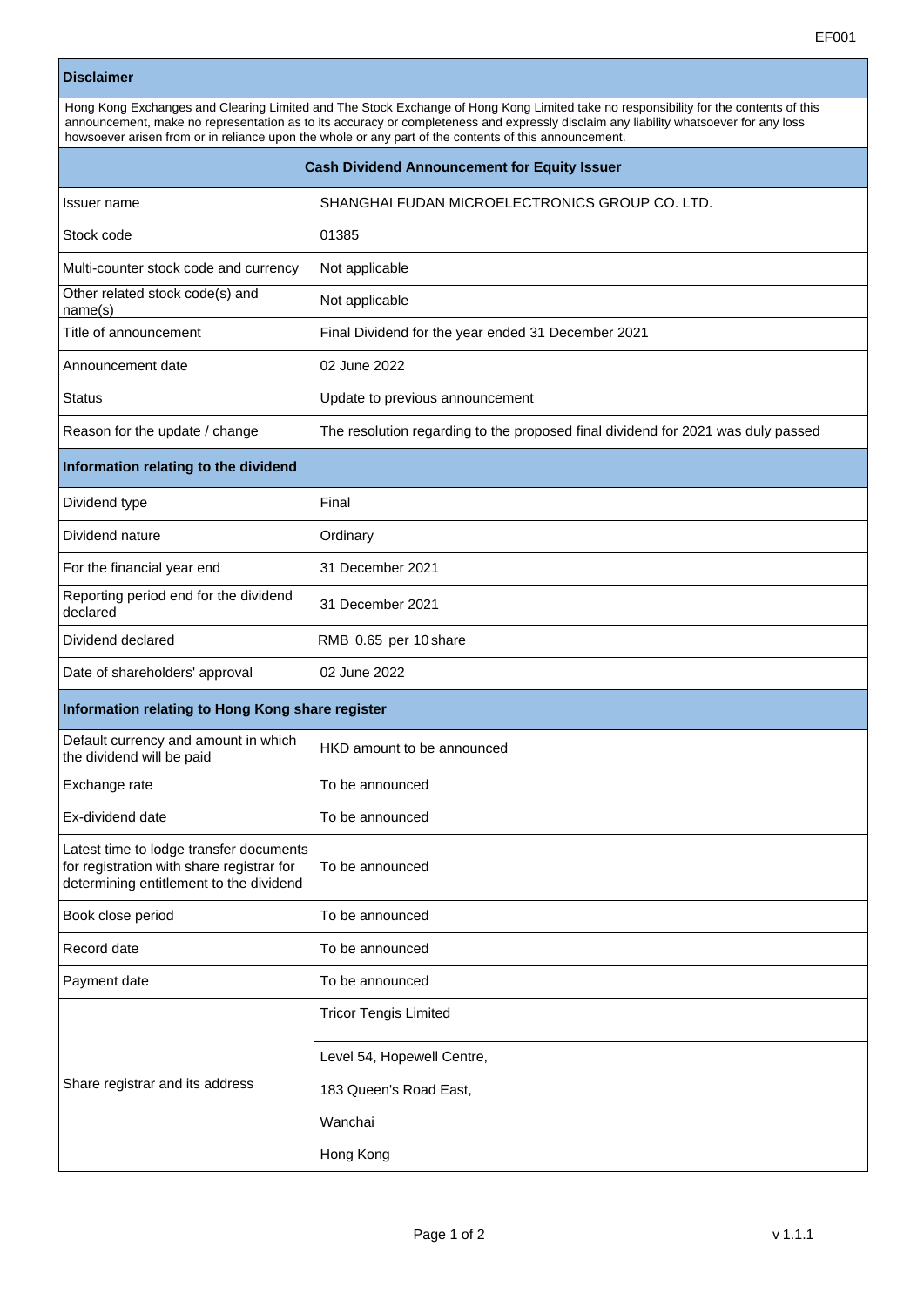EF001

| **Disclaimer** | |
|---|---|
| Hong Kong Exchanges and Clearing Limited and The Stock Exchange of Hong Kong Limited take no responsibility for the contents of this announcement, make no representation as to its accuracy or completeness and expressly disclaim any liability whatsoever for any loss howsoever arisen from or in reliance upon the whole or any part of the contents of this announcement. | |
| **Cash Dividend Announcement for Equity Issuer** | |
| Issuer name | SHANGHAI FUDAN MICROELECTRONICS GROUP CO. LTD. |
| Stock code | 01385 |
| Multi-counter stock code and currency | Not applicable |
| Other related stock code(s) and name(s) | Not applicable |
| Title of announcement | Final Dividend for the year ended 31 December 2021 |
| Announcement date | 02 June 2022 |
| Status | Update to previous announcement |
| Reason for the update / change | The resolution regarding to the proposed final dividend for 2021 was duly passed |
| **Information relating to the dividend** | |
| Dividend type | Final |
| Dividend nature | Ordinary |
| For the financial year end | 31 December 2021 |
| Reporting period end for the dividend declared | 31 December 2021 |
| Dividend declared | RMB 0.65 per 10 share |
| Date of shareholders' approval | 02 June 2022 |
| **Information relating to Hong Kong share register** | |
| Default currency and amount in which the dividend will be paid | HKD amount to be announced |
| Exchange rate | To be announced |
| Ex-dividend date | To be announced |
| Latest time to lodge transfer documents for registration with share registrar for determining entitlement to the dividend | To be announced |
| Book close period | To be announced |
| Record date | To be announced |
| Payment date | To be announced |
| Share registrar and its address | Tricor Tengis Limited<br><br>Level 54, Hopewell Centre,<br>183 Queen's Road East,<br>Wanchai<br>Hong Kong |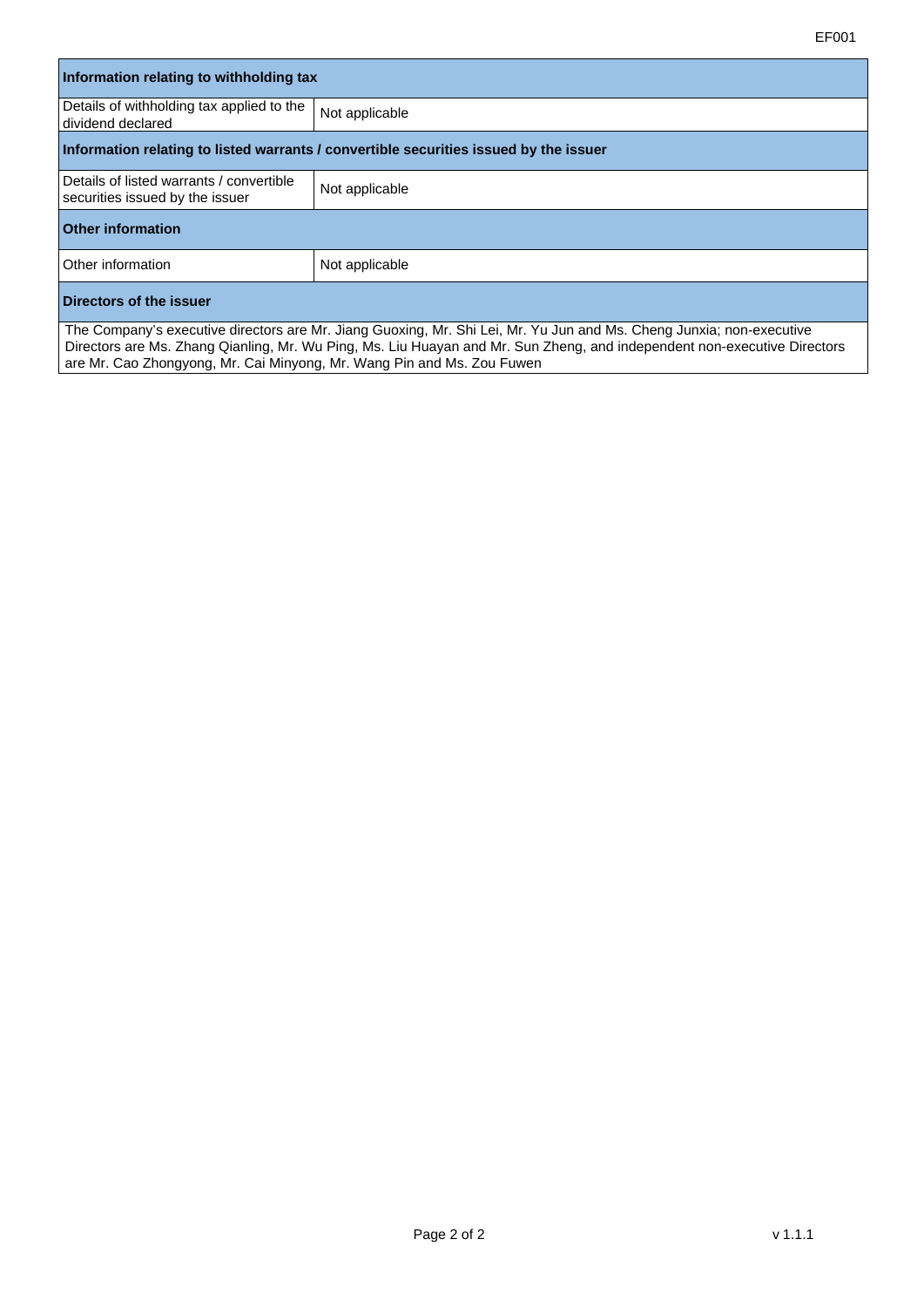| Information relating to withholding tax | |
|---|---|
| Details of withholding tax applied to the dividend declared | Not applicable |
| **Information relating to listed warrants / convertible securities issued by the issuer** | |
| Details of listed warrants / convertible securities issued by the issuer | Not applicable |
| **Other information** | |
| Other information | Not applicable |
| **Directors of the issuer** | |
| The Company's executive directors are Mr. Jiang Guoxing, Mr. Shi Lei, Mr. Yu Jun and Ms. Cheng Junxia; non-executive Directors are Ms. Zhang Qianling, Mr. Wu Ping, Ms. Liu Huayan and Mr. Sun Zheng, and independent non-executive Directors are Mr. Cao Zhongyong, Mr. Cai Minyong, Mr. Wang Pin and Ms. Zou Fuwen | |